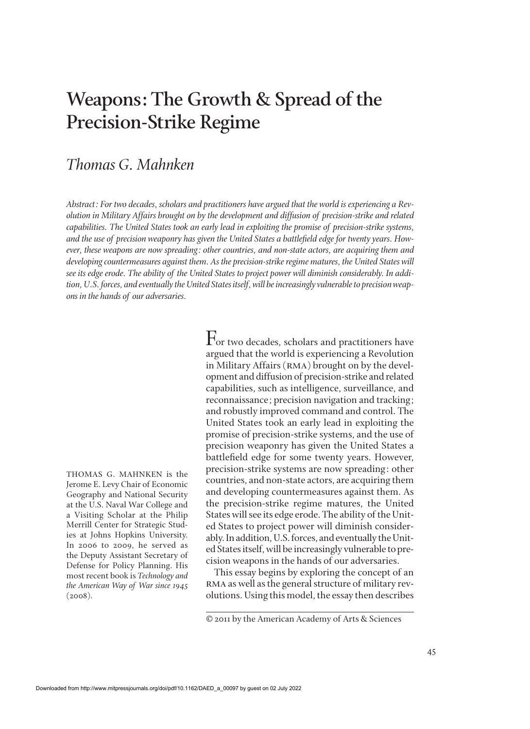# Weapons: The Growth & Spread of the Precision-Strike Regime

## *Thomas G. Mahnken*

*Abstract: For two decades, scholars and practitioners have argued that the world is experiencing a Revolution in Military Affairs brought on by the development and diffusion of precision-strike and related capabilities. The United States took an early lead in exploiting the promise of precision-strike systems, and the use of precision weaponry has given the United States a battlefield edge for twenty years. However, these weapons are now spreading: other countries, and non-state actors, are acquiring them and developing countermeasures against them. As the precision-strike regime matures, the United States will see its edge erode. The ability of the United States to project power will diminish considerably. In addition, U.S. forces, and eventually the United States itself, will be increasingly vulnerable to precision weapons in the hands of our adversaries.*

THOMAS G. MAHNKEN is the Jerome E. Levy Chair of Economic Geography and National Security at the U.S. Naval War College and a Visiting Scholar at the Philip Merrill Center for Strategic Studies at Johns Hopkins University. In 2006 to 2009, he served as the Deputy Assistant Secretary of Defense for Policy Planning. His most recent book is *Technology and the American Way of War since 1945* (2008).

For two decades, scholars and practitioners have argued that the world is experiencing a Revolution in Military Affairs (RMA) brought on by the development and diffusion of precision-strike and related capabilities, such as intelligence, surveillance, and reconnaissance; precision navigation and tracking; and robustly improved command and control. The United States took an early lead in exploiting the promise of precision-strike systems, and the use of precision weaponry has given the United States a battlefield edge for some twenty years. However, precision-strike systems are now spreading: other countries, and non-state actors, are acquiring them and developing countermeasures against them. As the precision-strike regime matures, the United States will see its edge erode. The ability of the United States to project power will diminish considerably. In addition, U.S. forces, and eventually the United States itself, will be increasingly vulnerable to precision weapons in the hands of our adversaries.

This essay begins by exploring the concept of an RMA as well as the general structure of military revolutions. Using this model, the essay then describes

© 2011 by the American Academy of Arts & Sciences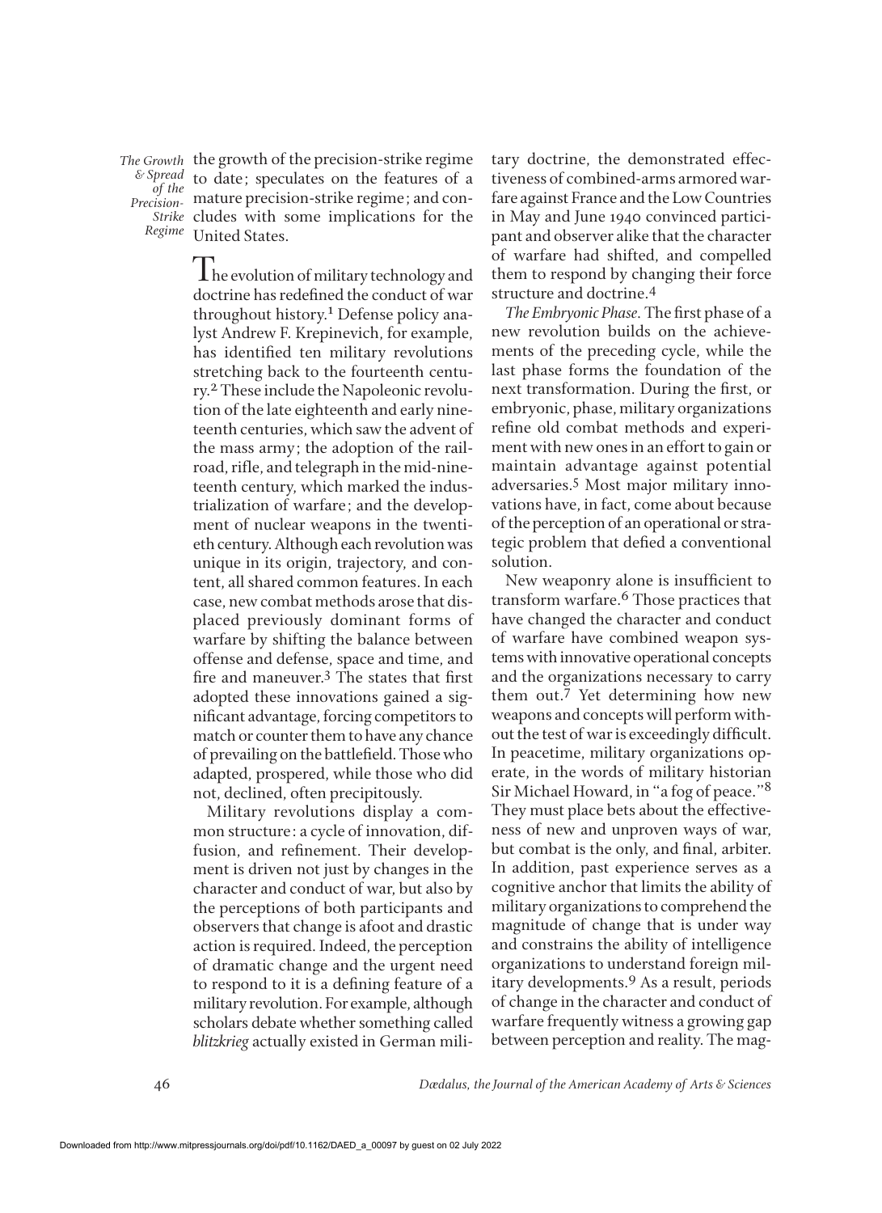the growth of the precision-strike regime to date; speculates on the features of a mature precision-strike regime; and concludes with some implications for the United States.

The evolution of military technology and doctrine has redefined the conduct of war throughout history.[1] Defense policy analyst Andrew F. Krepinevich, for example, has identified ten military revolutions stretching back to the fourteenth century.[2] These include the Napoleonic revolution of the late eighteenth and early nineteenth centuries, which saw the advent of the mass army; the adoption of the railroad, rifle, and telegraph in the mid-nineteenth century, which marked the industrialization of warfare; and the development of nuclear weapons in the twentieth century. Although each revolution was unique in its origin, trajectory, and content, all shared common features. In each case, new combat methods arose that displaced previously dominant forms of warfare by shifting the balance between offense and defense, space and time, and fire and maneuver.[3] The states that first adopted these innovations gained a significant advantage, forcing competitors to match or counter them to have any chance of prevailing on the battlefield. Those who adapted, prospered, while those who did not, declined, often precipitously.

Military revolutions display a common structure: a cycle of innovation, diffusion, and refinement. Their development is driven not just by changes in the character and conduct of war, but also by the perceptions of both participants and observers that change is afoot and drastic action is required. Indeed, the perception of dramatic change and the urgent need to respond to it is a defining feature of a military revolution. For example, although scholars debate whether something called *blitzkrieg* actually existed in German military doctrine, the demonstrated effectiveness of combined-arms armored warfare against France and the Low Countries in May and June 1940 convinced participant and observer alike that the character of warfare had shifted, and compelled them to respond by changing their force structure and doctrine.[4]

*The Embryonic Phase.* The first phase of a new revolution builds on the achievements of the preceding cycle, while the last phase forms the foundation of the next transformation. During the first, or embryonic, phase, military organizations refine old combat methods and experiment with new ones in an effort to gain or maintain advantage against potential adversaries.[5] Most major military innovations have, in fact, come about because of the perception of an operational or strategic problem that defied a conventional solution.

New weaponry alone is insufficient to transform warfare.[6] Those practices that have changed the character and conduct of warfare have combined weapon systems with innovative operational concepts and the organizations necessary to carry them out.[7] Yet determining how new weapons and concepts will perform without the test of war is exceedingly difficult. In peacetime, military organizations operate, in the words of military historian Sir Michael Howard, in "a fog of peace."[8] They must place bets about the effectiveness of new and unproven ways of war, but combat is the only, and final, arbiter. In addition, past experience serves as a cognitive anchor that limits the ability of military organizations to comprehend the magnitude of change that is under way and constrains the ability of intelligence organizations to understand foreign military developments.[9] As a result, periods of change in the character and conduct of warfare frequently witness a growing gap between perception and reality. The mag-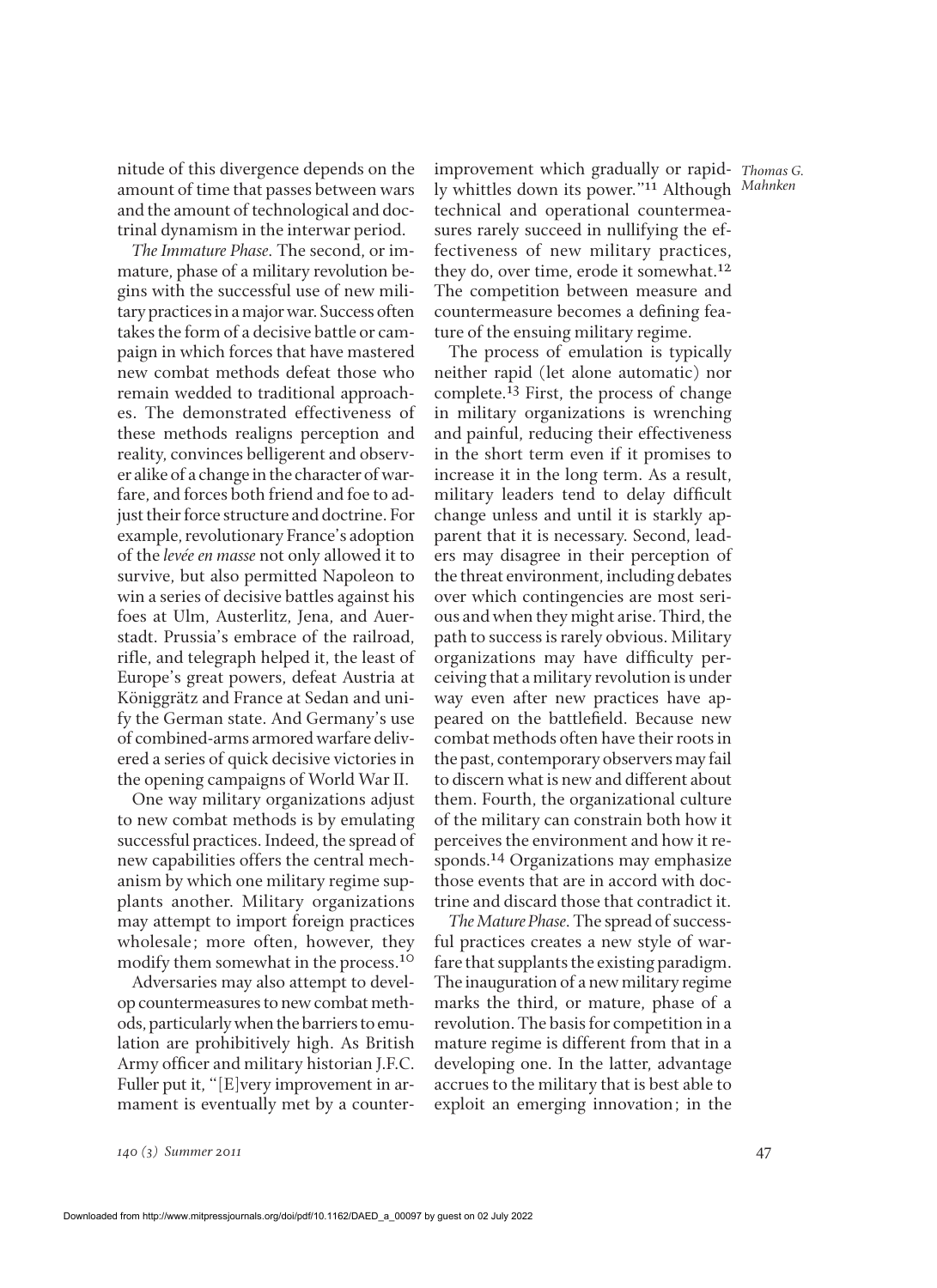nitude of this divergence depends on the amount of time that passes between wars and the amount of technological and doctrinal dynamism in the interwar period.

*The Immature Phase*. The second, or immature, phase of a military revolution begins with the successful use of new military practices in a major war. Success often takes the form of a decisive battle or campaign in which forces that have mastered new combat methods defeat those who remain wedded to traditional approaches. The demonstrated effectiveness of these methods realigns perception and reality, convinces belligerent and observer alike of a change in the character of warfare, and forces both friend and foe to adjust their force structure and doctrine. For example, revolutionary France's adoption of the *levée en masse* not only allowed it to survive, but also permitted Napoleon to win a series of decisive battles against his foes at Ulm, Austerlitz, Jena, and Auerstadt. Prussia's embrace of the railroad, rifle, and telegraph helped it, the least of Europe's great powers, defeat Austria at Königgrätz and France at Sedan and unify the German state. And Germany's use of combined-arms armored warfare delivered a series of quick decisive victories in the opening campaigns of World War II.

One way military organizations adjust to new combat methods is by emulating successful practices. Indeed, the spread of new capabilities offers the central mechanism by which one military regime supplants another. Military organizations may attempt to import foreign practices wholesale; more often, however, they modify them somewhat in the process.[10]

Adversaries may also attempt to develop countermeasures to new combat methods, particularly when the barriers to emulation are prohibitively high. As British Army officer and military historian J.F.C. Fuller put it, "[E]very improvement in armament is eventually met by a counter-improvement which gradually or rapidly whittles down its power."[11] Although technical and operational countermeasures rarely succeed in nullifying the effectiveness of new military practices, they do, over time, erode it somewhat.[12] The competition between measure and countermeasure becomes a defining feature of the ensuing military regime.

The process of emulation is typically neither rapid (let alone automatic) nor complete.[13] First, the process of change in military organizations is wrenching and painful, reducing their effectiveness in the short term even if it promises to increase it in the long term. As a result, military leaders tend to delay difficult change unless and until it is starkly apparent that it is necessary. Second, leaders may disagree in their perception of the threat environment, including debates over which contingencies are most serious and when they might arise. Third, the path to success is rarely obvious. Military organizations may have difficulty perceiving that a military revolution is under way even after new practices have appeared on the battlefield. Because new combat methods often have their roots in the past, contemporary observers may fail to discern what is new and different about them. Fourth, the organizational culture of the military can constrain both how it perceives the environment and how it responds.[14] Organizations may emphasize those events that are in accord with doctrine and discard those that contradict it.

*The Mature Phase*. The spread of successful practices creates a new style of warfare that supplants the existing paradigm. The inauguration of a new military regime marks the third, or mature, phase of a revolution. The basis for competition in a mature regime is different from that in a developing one. In the latter, advantage accrues to the military that is best able to exploit an emerging innovation; in the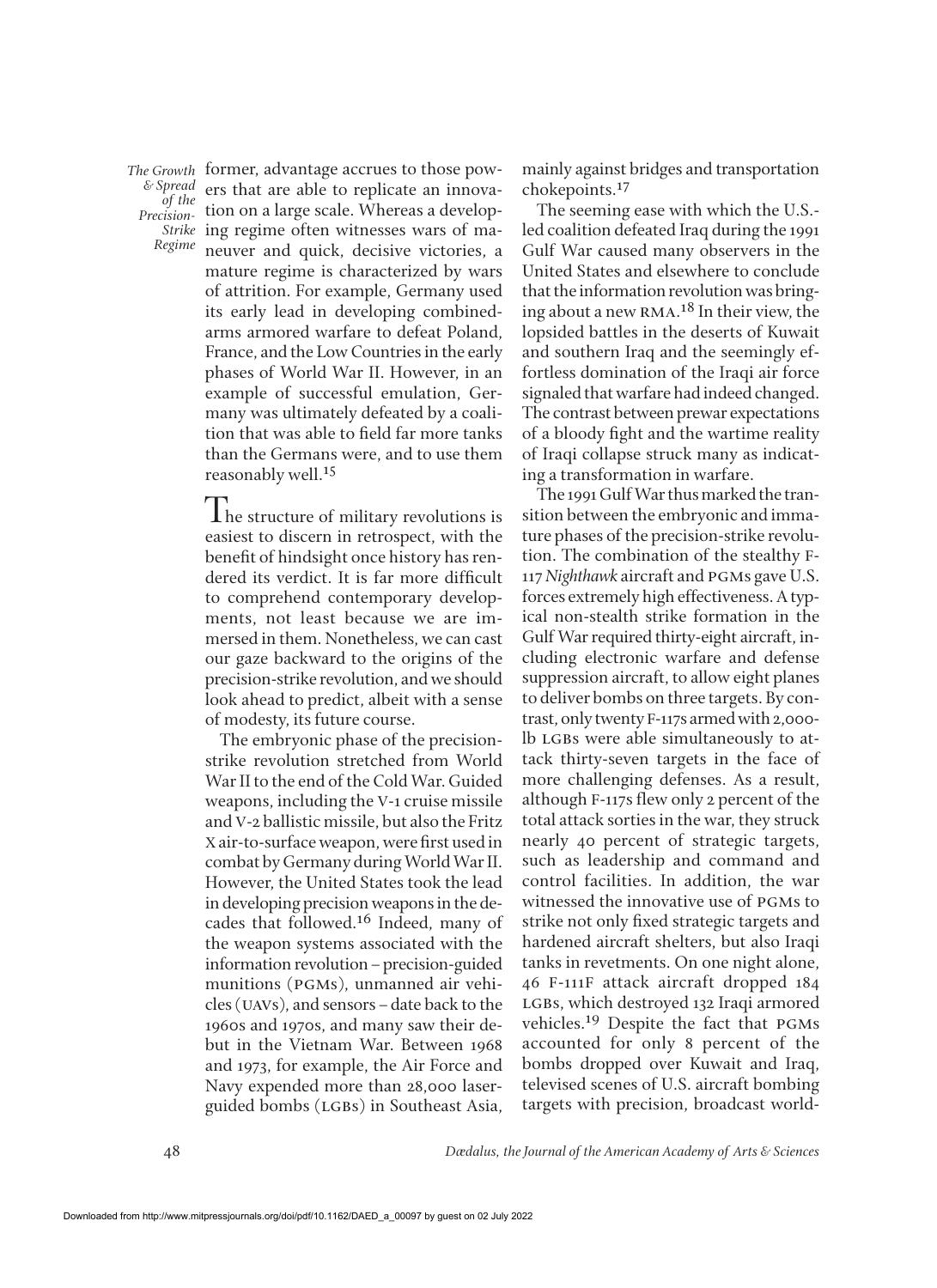former, advantage accrues to those powers that are able to replicate an innovation on a large scale. Whereas a developing regime often witnesses wars of maneuver and quick, decisive victories, a mature regime is characterized by wars of attrition. For example, Germany used its early lead in developing combined-arms armored warfare to defeat Poland, France, and the Low Countries in the early phases of World War II. However, in an example of successful emulation, Germany was ultimately defeated by a coalition that was able to field far more tanks than the Germans were, and to use them reasonably well.[15]

The structure of military revolutions is easiest to discern in retrospect, with the benefit of hindsight once history has rendered its verdict. It is far more difficult to comprehend contemporary developments, not least because we are immersed in them. Nonetheless, we can cast our gaze backward to the origins of the precision-strike revolution, and we should look ahead to predict, albeit with a sense of modesty, its future course.

The embryonic phase of the precision-strike revolution stretched from World War II to the end of the Cold War. Guided weapons, including the V-1 cruise missile and V-2 ballistic missile, but also the Fritz X air-to-surface weapon, were first used in combat by Germany during World War II. However, the United States took the lead in developing precision weapons in the decades that followed.[16] Indeed, many of the weapon systems associated with the information revolution – precision-guided munitions (PGMs), unmanned air vehicles (UAVs), and sensors – date back to the 1960s and 1970s, and many saw their debut in the Vietnam War. Between 1968 and 1973, for example, the Air Force and Navy expended more than 28,000 laser-guided bombs (LGBs) in Southeast Asia, mainly against bridges and transportation chokepoints.[17]

The seeming ease with which the U.S.-led coalition defeated Iraq during the 1991 Gulf War caused many observers in the United States and elsewhere to conclude that the information revolution was bringing about a new RMA.[18] In their view, the lopsided battles in the deserts of Kuwait and southern Iraq and the seemingly effortless domination of the Iraqi air force signaled that warfare had indeed changed. The contrast between prewar expectations of a bloody fight and the wartime reality of Iraqi collapse struck many as indicating a transformation in warfare.

The 1991 Gulf War thus marked the transition between the embryonic and immature phases of the precision-strike revolution. The combination of the stealthy F-117 *Nighthawk* aircraft and PGMs gave U.S. forces extremely high effectiveness. A typical non-stealth strike formation in the Gulf War required thirty-eight aircraft, including electronic warfare and defense suppression aircraft, to allow eight planes to deliver bombs on three targets. By contrast, only twenty F-117s armed with 2,000-lb LGBs were able simultaneously to attack thirty-seven targets in the face of more challenging defenses. As a result, although F-117s flew only 2 percent of the total attack sorties in the war, they struck nearly 40 percent of strategic targets, such as leadership and command and control facilities. In addition, the war witnessed the innovative use of PGMs to strike not only fixed strategic targets and hardened aircraft shelters, but also Iraqi tanks in revetments. On one night alone, 46 F-111F attack aircraft dropped 184 LGBs, which destroyed 132 Iraqi armored vehicles.[19] Despite the fact that PGMs accounted for only 8 percent of the bombs dropped over Kuwait and Iraq, televised scenes of U.S. aircraft bombing targets with precision, broadcast world-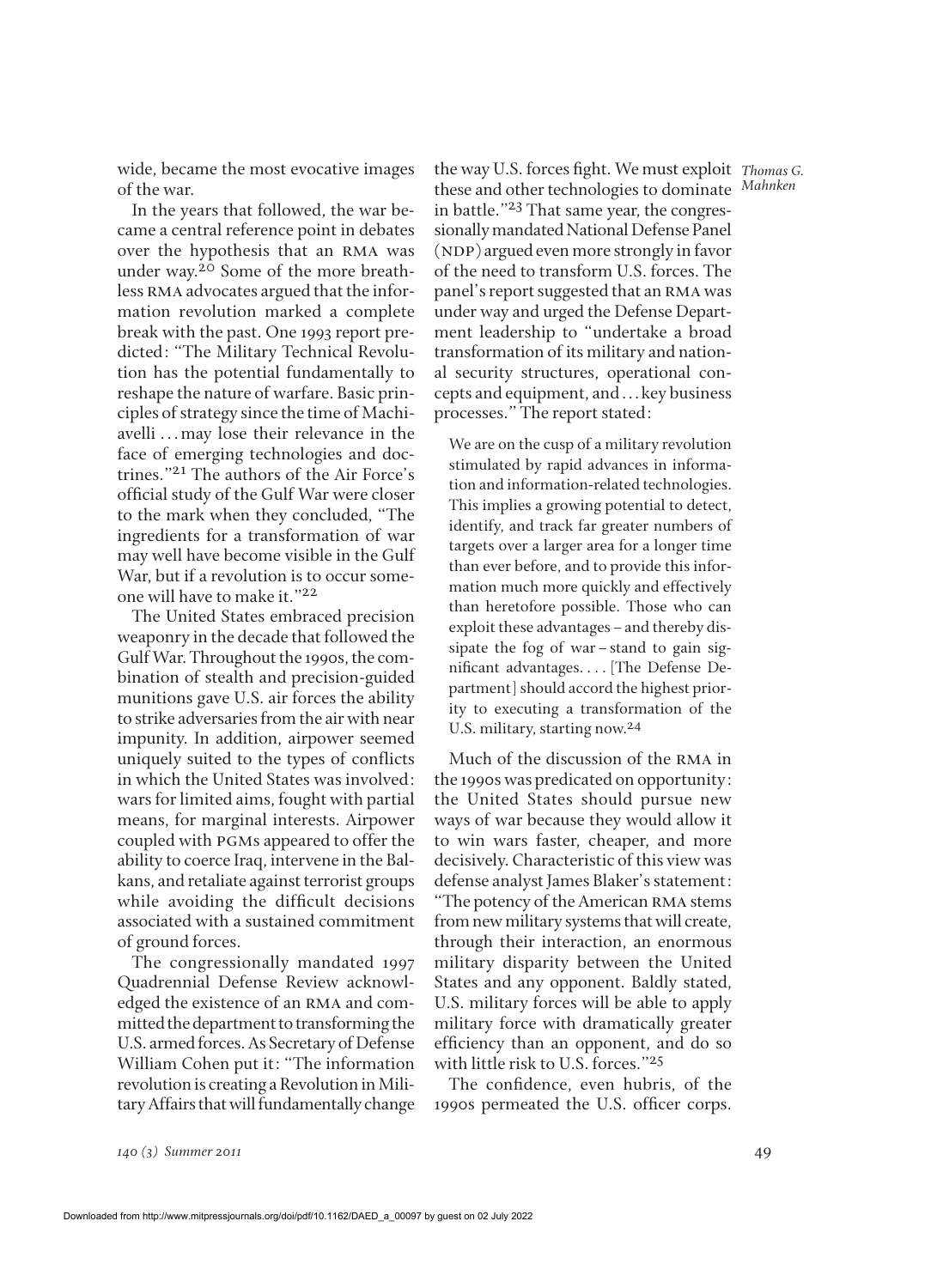wide, became the most evocative images of the war.

In the years that followed, the war became a central reference point in debates over the hypothesis that an RMA was under way.[20] Some of the more breathless RMA advocates argued that the information revolution marked a complete break with the past. One 1993 report predicted: "The Military Technical Revolution has the potential fundamentally to reshape the nature of warfare. Basic principles of strategy since the time of Machiavelli . . . may lose their relevance in the face of emerging technologies and doctrines."[21] The authors of the Air Force's official study of the Gulf War were closer to the mark when they concluded, "The ingredients for a transformation of war may well have become visible in the Gulf War, but if a revolution is to occur someone will have to make it."[22]

The United States embraced precision weaponry in the decade that followed the Gulf War. Throughout the 1990s, the combination of stealth and precision-guided munitions gave U.S. air forces the ability to strike adversaries from the air with near impunity. In addition, airpower seemed uniquely suited to the types of conflicts in which the United States was involved: wars for limited aims, fought with partial means, for marginal interests. Airpower coupled with PGMs appeared to offer the ability to coerce Iraq, intervene in the Balkans, and retaliate against terrorist groups while avoiding the difficult decisions associated with a sustained commitment of ground forces.

The congressionally mandated 1997 Quadrennial Defense Review acknowledged the existence of an RMA and committed the department to transforming the U.S. armed forces. As Secretary of Defense William Cohen put it: "The information revolution is creating a Revolution in Military Affairs that will fundamentally change the way U.S. forces fight. We must exploit these and other technologies to dominate in battle."[23] That same year, the congressionally mandated National Defense Panel (NDP) argued even more strongly in favor of the need to transform U.S. forces. The panel's report suggested that an RMA was under way and urged the Defense Department leadership to "undertake a broad transformation of its military and national security structures, operational concepts and equipment, and . . . key business processes." The report stated:

> We are on the cusp of a military revolution stimulated by rapid advances in information and information-related technologies. This implies a growing potential to detect, identify, and track far greater numbers of targets over a larger area for a longer time than ever before, and to provide this information much more quickly and effectively than heretofore possible. Those who can exploit these advantages – and thereby dissipate the fog of war – stand to gain significant advantages. . . . [The Defense Department] should accord the highest priority to executing a transformation of the U.S. military, starting now.[24]

Much of the discussion of the RMA in the 1990s was predicated on opportunity: the United States should pursue new ways of war because they would allow it to win wars faster, cheaper, and more decisively. Characteristic of this view was defense analyst James Blaker's statement: "The potency of the American RMA stems from new military systems that will create, through their interaction, an enormous military disparity between the United States and any opponent. Baldly stated, U.S. military forces will be able to apply military force with dramatically greater efficiency than an opponent, and do so with little risk to U.S. forces."[25]

The confidence, even hubris, of the 1990s permeated the U.S. officer corps.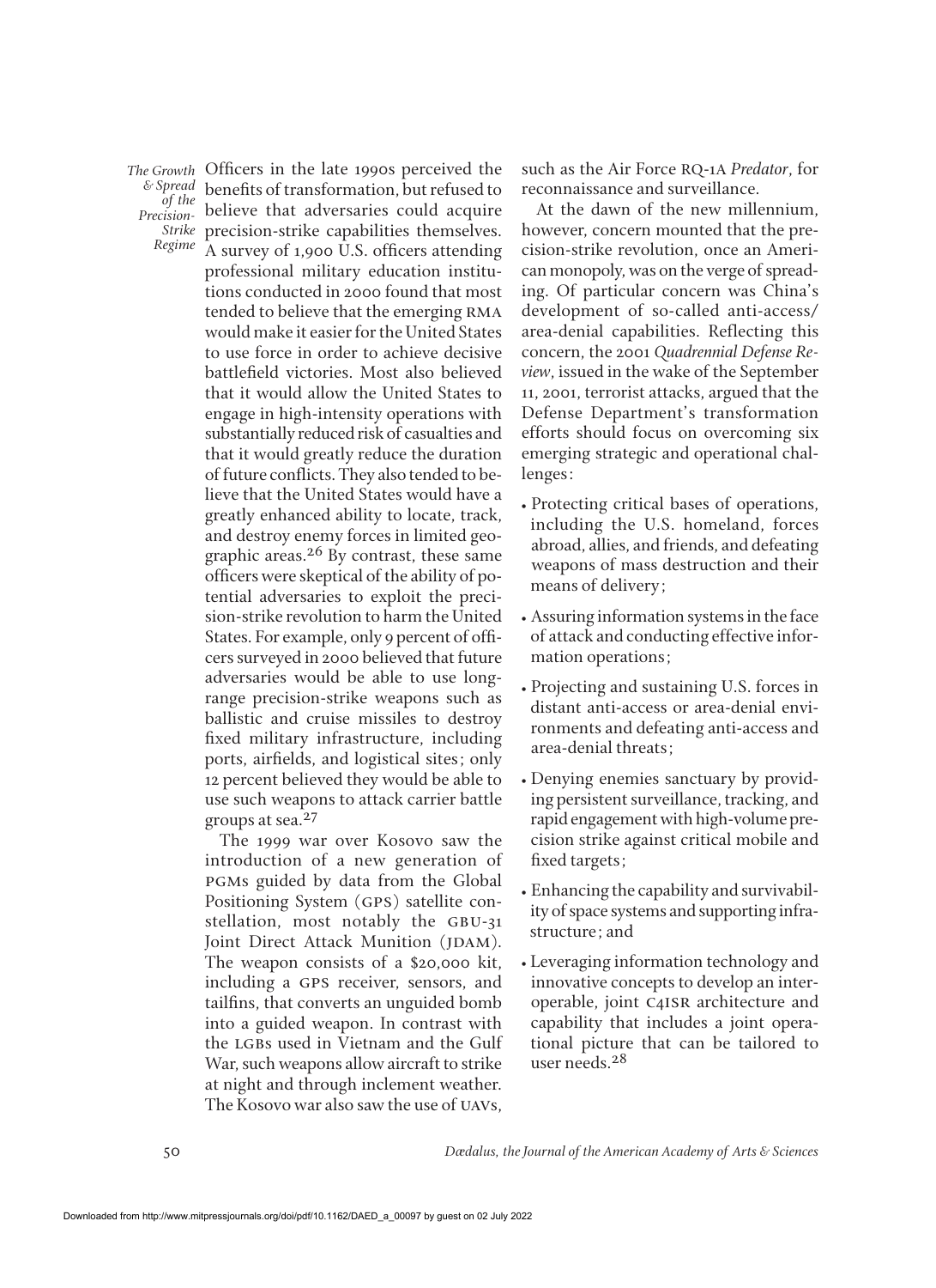Officers in the late 1990s perceived the benefits of transformation, but refused to believe that adversaries could acquire precision-strike capabilities themselves. A survey of 1,900 U.S. officers attending professional military education institutions conducted in 2000 found that most tended to believe that the emerging RMA would make it easier for the United States to use force in order to achieve decisive battlefield victories. Most also believed that it would allow the United States to engage in high-intensity operations with substantially reduced risk of casualties and that it would greatly reduce the duration of future conflicts. They also tended to believe that the United States would have a greatly enhanced ability to locate, track, and destroy enemy forces in limited geographic areas.[26] By contrast, these same officers were skeptical of the ability of potential adversaries to exploit the precision-strike revolution to harm the United States. For example, only 9 percent of officers surveyed in 2000 believed that future adversaries would be able to use long-range precision-strike weapons such as ballistic and cruise missiles to destroy fixed military infrastructure, including ports, airfields, and logistical sites; only 12 percent believed they would be able to use such weapons to attack carrier battle groups at sea.[27]

The 1999 war over Kosovo saw the introduction of a new generation of PGMs guided by data from the Global Positioning System (GPS) satellite constellation, most notably the GBU-31 Joint Direct Attack Munition (JDAM). The weapon consists of a $20,000 kit, including a GPS receiver, sensors, and tailfins, that converts an unguided bomb into a guided weapon. In contrast with the LGBs used in Vietnam and the Gulf War, such weapons allow aircraft to strike at night and through inclement weather. The Kosovo war also saw the use of UAVs, such as the Air Force RQ-1A *Predator*, for reconnaissance and surveillance.

At the dawn of the new millennium, however, concern mounted that the precision-strike revolution, once an American monopoly, was on the verge of spreading. Of particular concern was China's development of so-called anti-access/area-denial capabilities. Reflecting this concern, the 2001 *Quadrennial Defense Review*, issued in the wake of the September 11, 2001, terrorist attacks, argued that the Defense Department's transformation efforts should focus on overcoming six emerging strategic and operational challenges:

- Protecting critical bases of operations, including the U.S. homeland, forces abroad, allies, and friends, and defeating weapons of mass destruction and their means of delivery;
- Assuring information systems in the face of attack and conducting effective information operations;
- Projecting and sustaining U.S. forces in distant anti-access or area-denial environments and defeating anti-access and area-denial threats;
- Denying enemies sanctuary by providing persistent surveillance, tracking, and rapid engagement with high-volume precision strike against critical mobile and fixed targets;
- Enhancing the capability and survivability of space systems and supporting infrastructure; and
- Leveraging information technology and innovative concepts to develop an interoperable, joint C4ISR architecture and capability that includes a joint operational picture that can be tailored to user needs.[28]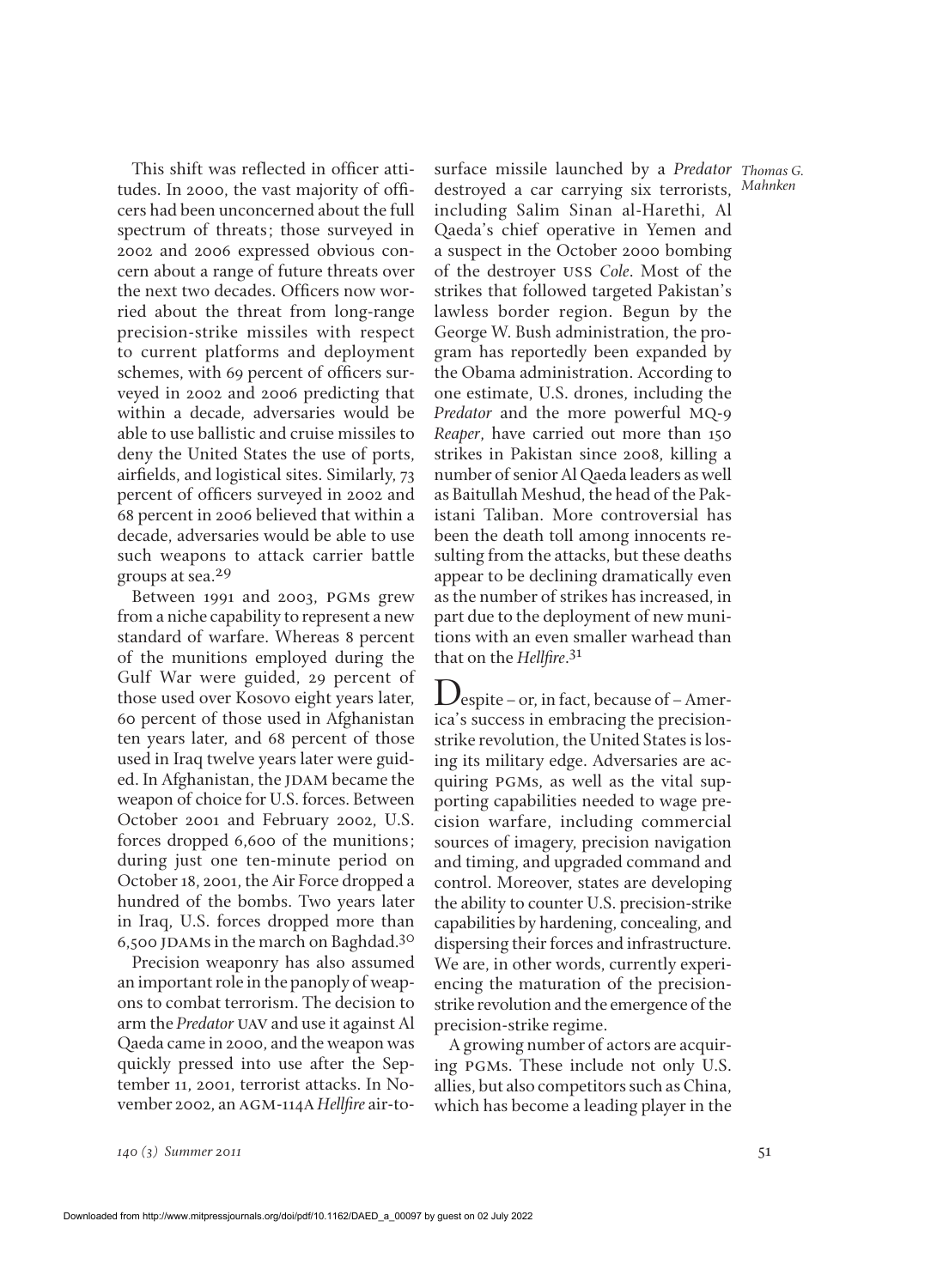This shift was reflected in officer attitudes. In 2000, the vast majority of officers had been unconcerned about the full spectrum of threats; those surveyed in 2002 and 2006 expressed obvious concern about a range of future threats over the next two decades. Officers now worried about the threat from long-range precision-strike missiles with respect to current platforms and deployment schemes, with 69 percent of officers surveyed in 2002 and 2006 predicting that within a decade, adversaries would be able to use ballistic and cruise missiles to deny the United States the use of ports, airfields, and logistical sites. Similarly, 73 percent of officers surveyed in 2002 and 68 percent in 2006 believed that within a decade, adversaries would be able to use such weapons to attack carrier battle groups at sea.[29]

Between 1991 and 2003, PGMs grew from a niche capability to represent a new standard of warfare. Whereas 8 percent of the munitions employed during the Gulf War were guided, 29 percent of those used over Kosovo eight years later, 60 percent of those used in Afghanistan ten years later, and 68 percent of those used in Iraq twelve years later were guided. In Afghanistan, the JDAM became the weapon of choice for U.S. forces. Between October 2001 and February 2002, U.S. forces dropped 6,600 of the munitions; during just one ten-minute period on October 18, 2001, the Air Force dropped a hundred of the bombs. Two years later in Iraq, U.S. forces dropped more than 6,500 JDAMs in the march on Baghdad.[30]

Precision weaponry has also assumed an important role in the panoply of weapons to combat terrorism. The decision to arm the *Predator* UAV and use it against Al Qaeda came in 2000, and the weapon was quickly pressed into use after the September 11, 2001, terrorist attacks. In November 2002, an AGM-114A *Hellfire* air-to-surface missile launched by a *Predator* destroyed a car carrying six terrorists, including Salim Sinan al-Harethi, Al Qaeda's chief operative in Yemen and a suspect in the October 2000 bombing of the destroyer USS *Cole*. Most of the strikes that followed targeted Pakistan's lawless border region. Begun by the George W. Bush administration, the program has reportedly been expanded by the Obama administration. According to one estimate, U.S. drones, including the *Predator* and the more powerful MQ-9 *Reaper*, have carried out more than 150 strikes in Pakistan since 2008, killing a number of senior Al Qaeda leaders as well as Baitullah Meshud, the head of the Pakistani Taliban. More controversial has been the death toll among innocents resulting from the attacks, but these deaths appear to be declining dramatically even as the number of strikes has increased, in part due to the deployment of new munitions with an even smaller warhead than that on the *Hellfire*.[31]

Despite – or, in fact, because of – America's success in embracing the precision-strike revolution, the United States is losing its military edge. Adversaries are acquiring PGMs, as well as the vital supporting capabilities needed to wage precision warfare, including commercial sources of imagery, precision navigation and timing, and upgraded command and control. Moreover, states are developing the ability to counter U.S. precision-strike capabilities by hardening, concealing, and dispersing their forces and infrastructure. We are, in other words, currently experiencing the maturation of the precision-strike revolution and the emergence of the precision-strike regime.

A growing number of actors are acquiring PGMs. These include not only U.S. allies, but also competitors such as China, which has become a leading player in the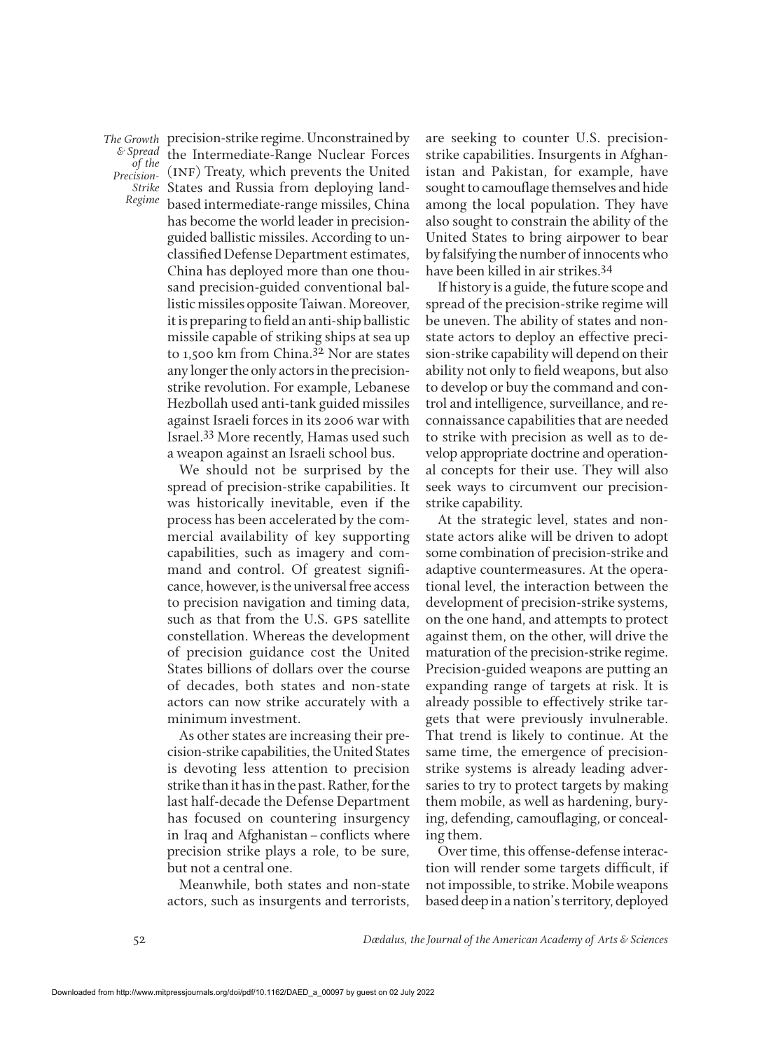precision-strike regime. Unconstrained by the Intermediate-Range Nuclear Forces (INF) Treaty, which prevents the United States and Russia from deploying land-based intermediate-range missiles, China has become the world leader in precision-guided ballistic missiles. According to unclassified Defense Department estimates, China has deployed more than one thousand precision-guided conventional ballistic missiles opposite Taiwan. Moreover, it is preparing to field an anti-ship ballistic missile capable of striking ships at sea up to 1,500 km from China.[32] Nor are states any longer the only actors in the precision-strike revolution. For example, Lebanese Hezbollah used anti-tank guided missiles against Israeli forces in its 2006 war with Israel.[33] More recently, Hamas used such a weapon against an Israeli school bus.

We should not be surprised by the spread of precision-strike capabilities. It was historically inevitable, even if the process has been accelerated by the commercial availability of key supporting capabilities, such as imagery and command and control. Of greatest significance, however, is the universal free access to precision navigation and timing data, such as that from the U.S. GPS satellite constellation. Whereas the development of precision guidance cost the United States billions of dollars over the course of decades, both states and non-state actors can now strike accurately with a minimum investment.

As other states are increasing their precision-strike capabilities, the United States is devoting less attention to precision strike than it has in the past. Rather, for the last half-decade the Defense Department has focused on countering insurgency in Iraq and Afghanistan – conflicts where precision strike plays a role, to be sure, but not a central one.

Meanwhile, both states and non-state actors, such as insurgents and terrorists, are seeking to counter U.S. precision-strike capabilities. Insurgents in Afghanistan and Pakistan, for example, have sought to camouflage themselves and hide among the local population. They have also sought to constrain the ability of the United States to bring airpower to bear by falsifying the number of innocents who have been killed in air strikes.[34]

If history is a guide, the future scope and spread of the precision-strike regime will be uneven. The ability of states and non-state actors to deploy an effective precision-strike capability will depend on their ability not only to field weapons, but also to develop or buy the command and control and intelligence, surveillance, and reconnaissance capabilities that are needed to strike with precision as well as to develop appropriate doctrine and operational concepts for their use. They will also seek ways to circumvent our precision-strike capability.

At the strategic level, states and non-state actors alike will be driven to adopt some combination of precision-strike and adaptive countermeasures. At the operational level, the interaction between the development of precision-strike systems, on the one hand, and attempts to protect against them, on the other, will drive the maturation of the precision-strike regime. Precision-guided weapons are putting an expanding range of targets at risk. It is already possible to effectively strike targets that were previously invulnerable. That trend is likely to continue. At the same time, the emergence of precision-strike systems is already leading adversaries to try to protect targets by making them mobile, as well as hardening, burying, defending, camouflaging, or concealing them.

Over time, this offense-defense interaction will render some targets difficult, if not impossible, to strike. Mobile weapons based deep in a nation's territory, deployed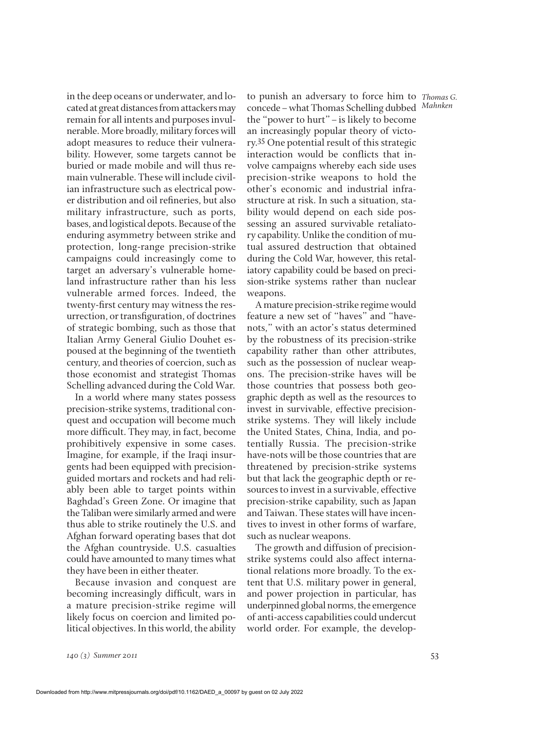in the deep oceans or underwater, and located at great distances from attackers may remain for all intents and purposes invulnerable. More broadly, military forces will adopt measures to reduce their vulnerability. However, some targets cannot be buried or made mobile and will thus remain vulnerable. These will include civilian infrastructure such as electrical power distribution and oil refineries, but also military infrastructure, such as ports, bases, and logistical depots. Because of the enduring asymmetry between strike and protection, long-range precision-strike campaigns could increasingly come to target an adversary's vulnerable homeland infrastructure rather than his less vulnerable armed forces. Indeed, the twenty-first century may witness the resurrection, or transfiguration, of doctrines of strategic bombing, such as those that Italian Army General Giulio Douhet espoused at the beginning of the twentieth century, and theories of coercion, such as those economist and strategist Thomas Schelling advanced during the Cold War.

In a world where many states possess precision-strike systems, traditional conquest and occupation will become much more difficult. They may, in fact, become prohibitively expensive in some cases. Imagine, for example, if the Iraqi insurgents had been equipped with precision-guided mortars and rockets and had reliably been able to target points within Baghdad's Green Zone. Or imagine that the Taliban were similarly armed and were thus able to strike routinely the U.S. and Afghan forward operating bases that dot the Afghan countryside. U.S. casualties could have amounted to many times what they have been in either theater.

Because invasion and conquest are becoming increasingly difficult, wars in a mature precision-strike regime will likely focus on coercion and limited political objectives. In this world, the ability to punish an adversary to force him to concede – what Thomas Schelling dubbed the "power to hurt" – is likely to become an increasingly popular theory of victory.[35] One potential result of this strategic interaction would be conflicts that involve campaigns whereby each side uses precision-strike weapons to hold the other's economic and industrial infrastructure at risk. In such a situation, stability would depend on each side possessing an assured survivable retaliatory capability. Unlike the condition of mutual assured destruction that obtained during the Cold War, however, this retaliatory capability could be based on precision-strike systems rather than nuclear weapons.

A mature precision-strike regime would feature a new set of "haves" and "have-nots," with an actor's status determined by the robustness of its precision-strike capability rather than other attributes, such as the possession of nuclear weapons. The precision-strike haves will be those countries that possess both geographic depth as well as the resources to invest in survivable, effective precision-strike systems. They will likely include the United States, China, India, and potentially Russia. The precision-strike have-nots will be those countries that are threatened by precision-strike systems but that lack the geographic depth or resources to invest in a survivable, effective precision-strike capability, such as Japan and Taiwan. These states will have incentives to invest in other forms of warfare, such as nuclear weapons.

The growth and diffusion of precision-strike systems could also affect international relations more broadly. To the extent that U.S. military power in general, and power projection in particular, has underpinned global norms, the emergence of anti-access capabilities could undercut world order. For example, the develop-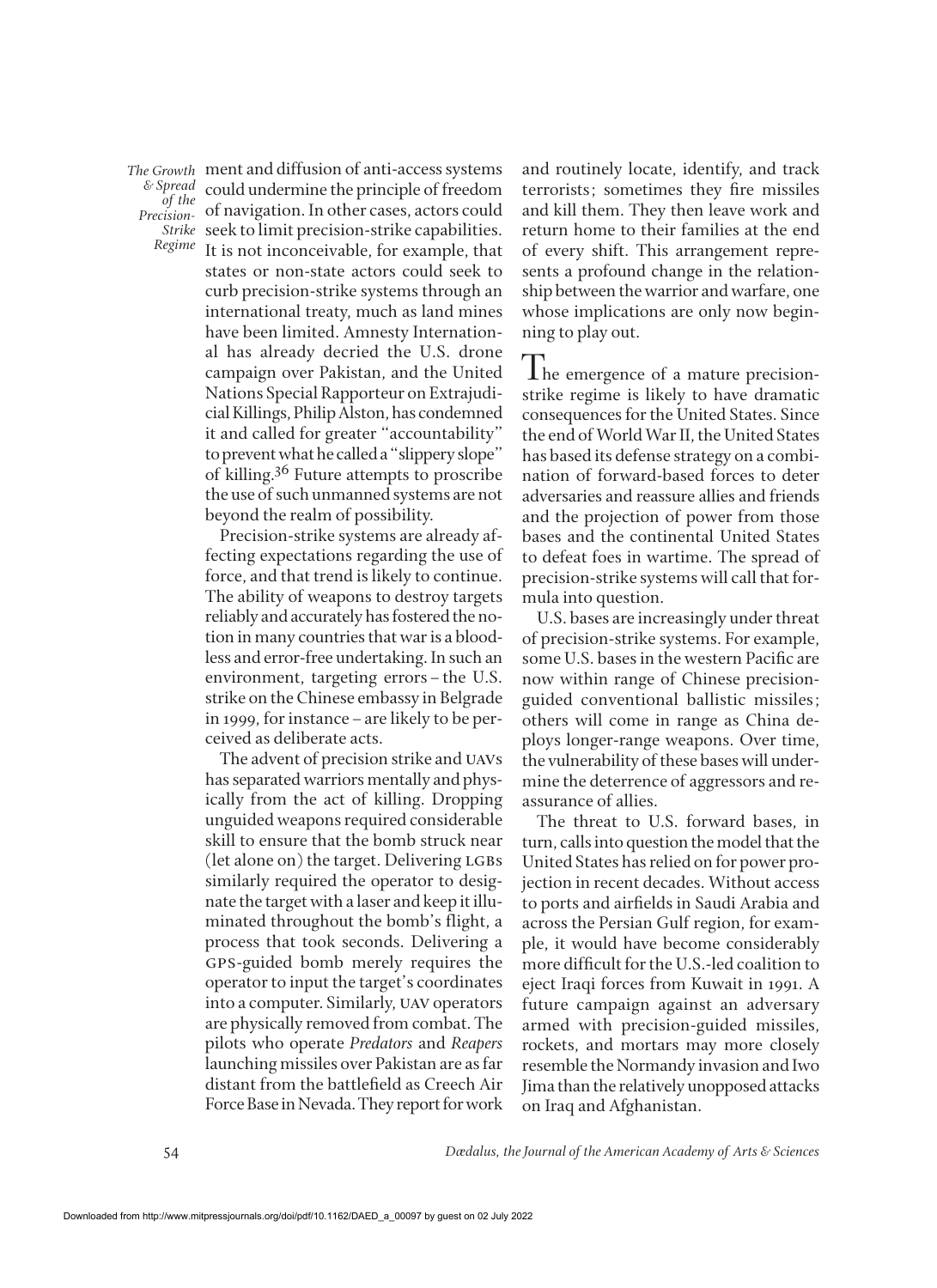ment and diffusion of anti-access systems could undermine the principle of freedom of navigation. In other cases, actors could seek to limit precision-strike capabilities. It is not inconceivable, for example, that states or non-state actors could seek to curb precision-strike systems through an international treaty, much as land mines have been limited. Amnesty International has already decried the U.S. drone campaign over Pakistan, and the United Nations Special Rapporteur on Extrajudicial Killings, Philip Alston, has condemned it and called for greater "accountability" to prevent what he called a "slippery slope" of killing.[36] Future attempts to proscribe the use of such unmanned systems are not beyond the realm of possibility.

Precision-strike systems are already affecting expectations regarding the use of force, and that trend is likely to continue. The ability of weapons to destroy targets reliably and accurately has fostered the notion in many countries that war is a bloodless and error-free undertaking. In such an environment, targeting errors – the U.S. strike on the Chinese embassy in Belgrade in 1999, for instance – are likely to be perceived as deliberate acts.

The advent of precision strike and UAVs has separated warriors mentally and physically from the act of killing. Dropping unguided weapons required considerable skill to ensure that the bomb struck near (let alone on) the target. Delivering LGBs similarly required the operator to designate the target with a laser and keep it illuminated throughout the bomb's flight, a process that took seconds. Delivering a GPS-guided bomb merely requires the operator to input the target's coordinates into a computer. Similarly, UAV operators are physically removed from combat. The pilots who operate *Predators* and *Reapers* launching missiles over Pakistan are as far distant from the battlefield as Creech Air Force Base in Nevada. They report for work and routinely locate, identify, and track terrorists; sometimes they fire missiles and kill them. They then leave work and return home to their families at the end of every shift. This arrangement represents a profound change in the relationship between the warrior and warfare, one whose implications are only now beginning to play out.

The emergence of a mature precision-strike regime is likely to have dramatic consequences for the United States. Since the end of World War II, the United States has based its defense strategy on a combination of forward-based forces to deter adversaries and reassure allies and friends and the projection of power from those bases and the continental United States to defeat foes in wartime. The spread of precision-strike systems will call that formula into question.

U.S. bases are increasingly under threat of precision-strike systems. For example, some U.S. bases in the western Pacific are now within range of Chinese precision-guided conventional ballistic missiles; others will come in range as China deploys longer-range weapons. Over time, the vulnerability of these bases will undermine the deterrence of aggressors and reassurance of allies.

The threat to U.S. forward bases, in turn, calls into question the model that the United States has relied on for power projection in recent decades. Without access to ports and airfields in Saudi Arabia and across the Persian Gulf region, for example, it would have become considerably more difficult for the U.S.-led coalition to eject Iraqi forces from Kuwait in 1991. A future campaign against an adversary armed with precision-guided missiles, rockets, and mortars may more closely resemble the Normandy invasion and Iwo Jima than the relatively unopposed attacks on Iraq and Afghanistan.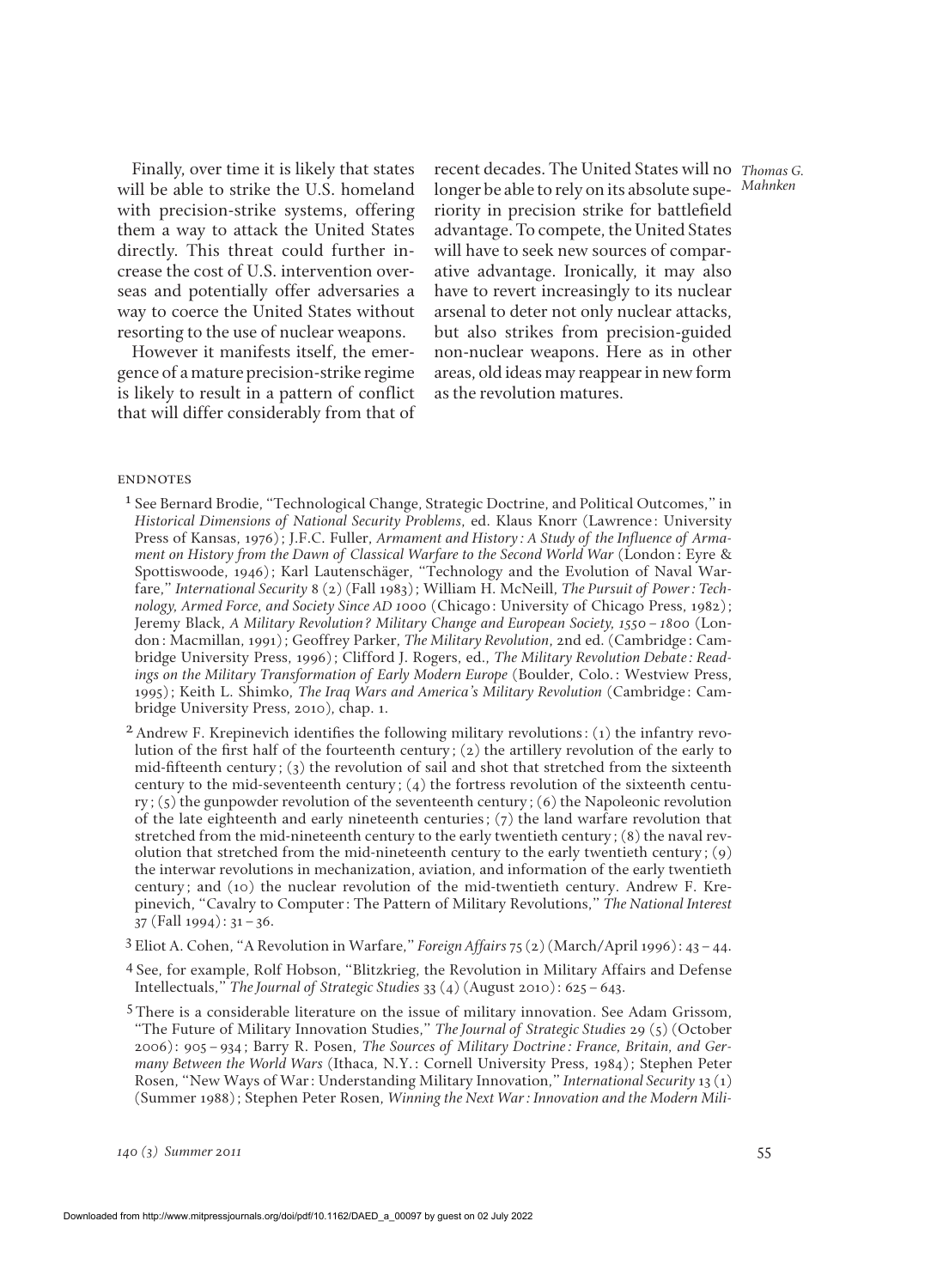Finally, over time it is likely that states will be able to strike the U.S. homeland with precision-strike systems, offering them a way to attack the United States directly. This threat could further increase the cost of U.S. intervention overseas and potentially offer adversaries a way to coerce the United States without resorting to the use of nuclear weapons.

However it manifests itself, the emergence of a mature precision-strike regime is likely to result in a pattern of conflict that will differ considerably from that of recent decades. The United States will no longer be able to rely on its absolute superiority in precision strike for battlefield advantage. To compete, the United States will have to seek new sources of comparative advantage. Ironically, it may also have to revert increasingly to its nuclear arsenal to deter not only nuclear attacks, but also strikes from precision-guided non-nuclear weapons. Here as in other areas, old ideas may reappear in new form as the revolution matures.

## ENDNOTES

1 See Bernard Brodie, "Technological Change, Strategic Doctrine, and Political Outcomes," in *Historical Dimensions of National Security Problems*, ed. Klaus Knorr (Lawrence: University Press of Kansas, 1976); J.F.C. Fuller, *Armament and History: A Study of the Influence of Armament on History from the Dawn of Classical Warfare to the Second World War* (London: Eyre & Spottiswoode, 1946); Karl Lautenschäger, "Technology and the Evolution of Naval Warfare," *International Security* 8 (2) (Fall 1983); William H. McNeill, *The Pursuit of Power: Technology, Armed Force, and Society Since AD 1000* (Chicago: University of Chicago Press, 1982); Jeremy Black, *A Military Revolution? Military Change and European Society, 1550–1800* (London: Macmillan, 1991); Geoffrey Parker, *The Military Revolution*, 2nd ed. (Cambridge: Cambridge University Press, 1996); Clifford J. Rogers, ed., *The Military Revolution Debate: Readings on the Military Transformation of Early Modern Europe* (Boulder, Colo.: Westview Press, 1995); Keith L. Shimko, *The Iraq Wars and America's Military Revolution* (Cambridge: Cambridge University Press, 2010), chap. 1.

2 Andrew F. Krepinevich identifies the following military revolutions: (1) the infantry revolution of the first half of the fourteenth century; (2) the artillery revolution of the early to mid-fifteenth century; (3) the revolution of sail and shot that stretched from the sixteenth century to the mid-seventeenth century; (4) the fortress revolution of the sixteenth century; (5) the gunpowder revolution of the seventeenth century; (6) the Napoleonic revolution of the late eighteenth and early nineteenth centuries; (7) the land warfare revolution that stretched from the mid-nineteenth century to the early twentieth century; (8) the naval revolution that stretched from the mid-nineteenth century to the early twentieth century; (9) the interwar revolutions in mechanization, aviation, and information of the early twentieth century; and (10) the nuclear revolution of the mid-twentieth century. Andrew F. Krepinevich, "Cavalry to Computer: The Pattern of Military Revolutions," *The National Interest* 37 (Fall 1994): 31–36.

3 Eliot A. Cohen, "A Revolution in Warfare," *Foreign Affairs* 75 (2) (March/April 1996): 43–44.

4 See, for example, Rolf Hobson, "Blitzkrieg, the Revolution in Military Affairs and Defense Intellectuals," *The Journal of Strategic Studies* 33 (4) (August 2010): 625–643.

5 There is a considerable literature on the issue of military innovation. See Adam Grissom, "The Future of Military Innovation Studies," *The Journal of Strategic Studies* 29 (5) (October 2006): 905–934; Barry R. Posen, *The Sources of Military Doctrine: France, Britain, and Germany Between the World Wars* (Ithaca, N.Y.: Cornell University Press, 1984); Stephen Peter Rosen, "New Ways of War: Understanding Military Innovation," *International Security* 13 (1) (Summer 1988); Stephen Peter Rosen, *Winning the Next War: Innovation and the Modern Mili-*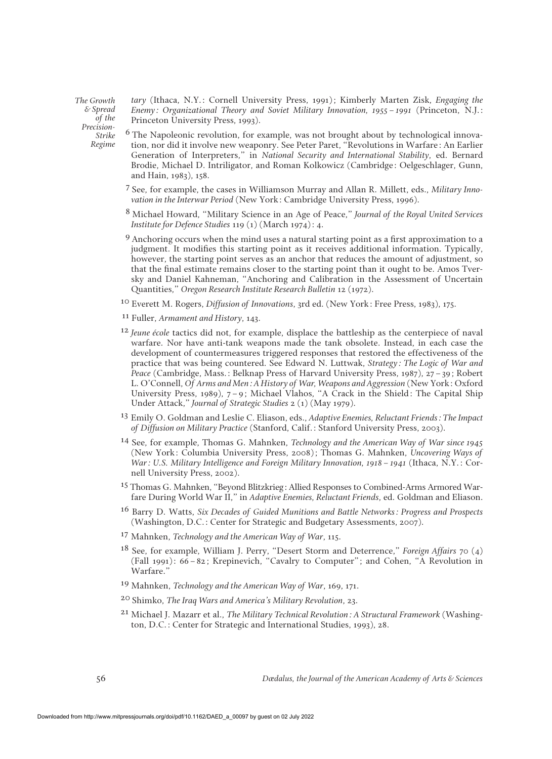*tary* (Ithaca, N.Y.: Cornell University Press, 1991); Kimberly Marten Zisk, *Engaging the Enemy: Organizational Theory and Soviet Military Innovation, 1955–1991* (Princeton, N.J.: Princeton University Press, 1993).

6 The Napoleonic revolution, for example, was not brought about by technological innovation, nor did it involve new weaponry. See Peter Paret, "Revolutions in Warfare: An Earlier Generation of Interpreters," in *National Security and International Stability*, ed. Bernard Brodie, Michael D. Intriligator, and Roman Kolkowicz (Cambridge: Oelgeschlager, Gunn, and Hain, 1983), 158.

7 See, for example, the cases in Williamson Murray and Allan R. Millett, eds., *Military Innovation in the Interwar Period* (New York: Cambridge University Press, 1996).

8 Michael Howard, "Military Science in an Age of Peace," *Journal of the Royal United Services Institute for Defence Studies* 119 (1) (March 1974): 4.

9 Anchoring occurs when the mind uses a natural starting point as a first approximation to a judgment. It modifies this starting point as it receives additional information. Typically, however, the starting point serves as an anchor that reduces the amount of adjustment, so that the final estimate remains closer to the starting point than it ought to be. Amos Tversky and Daniel Kahneman, "Anchoring and Calibration in the Assessment of Uncertain Quantities," *Oregon Research Institute Research Bulletin* 12 (1972).

10 Everett M. Rogers, *Diffusion of Innovations*, 3rd ed. (New York: Free Press, 1983), 175.

11 Fuller, *Armament and History*, 143.

12 *Jeune école* tactics did not, for example, displace the battleship as the centerpiece of naval warfare. Nor have anti-tank weapons made the tank obsolete. Instead, in each case the development of countermeasures triggered responses that restored the effectiveness of the practice that was being countered. See Edward N. Luttwak, *Strategy: The Logic of War and Peace* (Cambridge, Mass.: Belknap Press of Harvard University Press, 1987), 27–39; Robert L. O'Connell, *Of Arms and Men: A History of War, Weapons and Aggression* (New York: Oxford University Press, 1989), 7–9; Michael Vlahos, "A Crack in the Shield: The Capital Ship Under Attack," *Journal of Strategic Studies* 2 (1) (May 1979).

13 Emily O. Goldman and Leslie C. Eliason, eds., *Adaptive Enemies, Reluctant Friends: The Impact of Diffusion on Military Practice* (Stanford, Calif.: Stanford University Press, 2003).

14 See, for example, Thomas G. Mahnken, *Technology and the American Way of War since 1945* (New York: Columbia University Press, 2008); Thomas G. Mahnken, *Uncovering Ways of War: U.S. Military Intelligence and Foreign Military Innovation, 1918–1941* (Ithaca, N.Y.: Cornell University Press, 2002).

15 Thomas G. Mahnken, "Beyond Blitzkrieg: Allied Responses to Combined-Arms Armored Warfare During World War II," in *Adaptive Enemies, Reluctant Friends*, ed. Goldman and Eliason.

16 Barry D. Watts, *Six Decades of Guided Munitions and Battle Networks: Progress and Prospects* (Washington, D.C.: Center for Strategic and Budgetary Assessments, 2007).

17 Mahnken, *Technology and the American Way of War*, 115.

18 See, for example, William J. Perry, "Desert Storm and Deterrence," *Foreign Affairs* 70 (4) (Fall 1991): 66–82; Krepinevich, "Cavalry to Computer"; and Cohen, "A Revolution in Warfare."

19 Mahnken, *Technology and the American Way of War*, 169, 171.

20 Shimko, *The Iraq Wars and America's Military Revolution*, 23.

21 Michael J. Mazarr et al., *The Military Technical Revolution: A Structural Framework* (Washington, D.C.: Center for Strategic and International Studies, 1993), 28.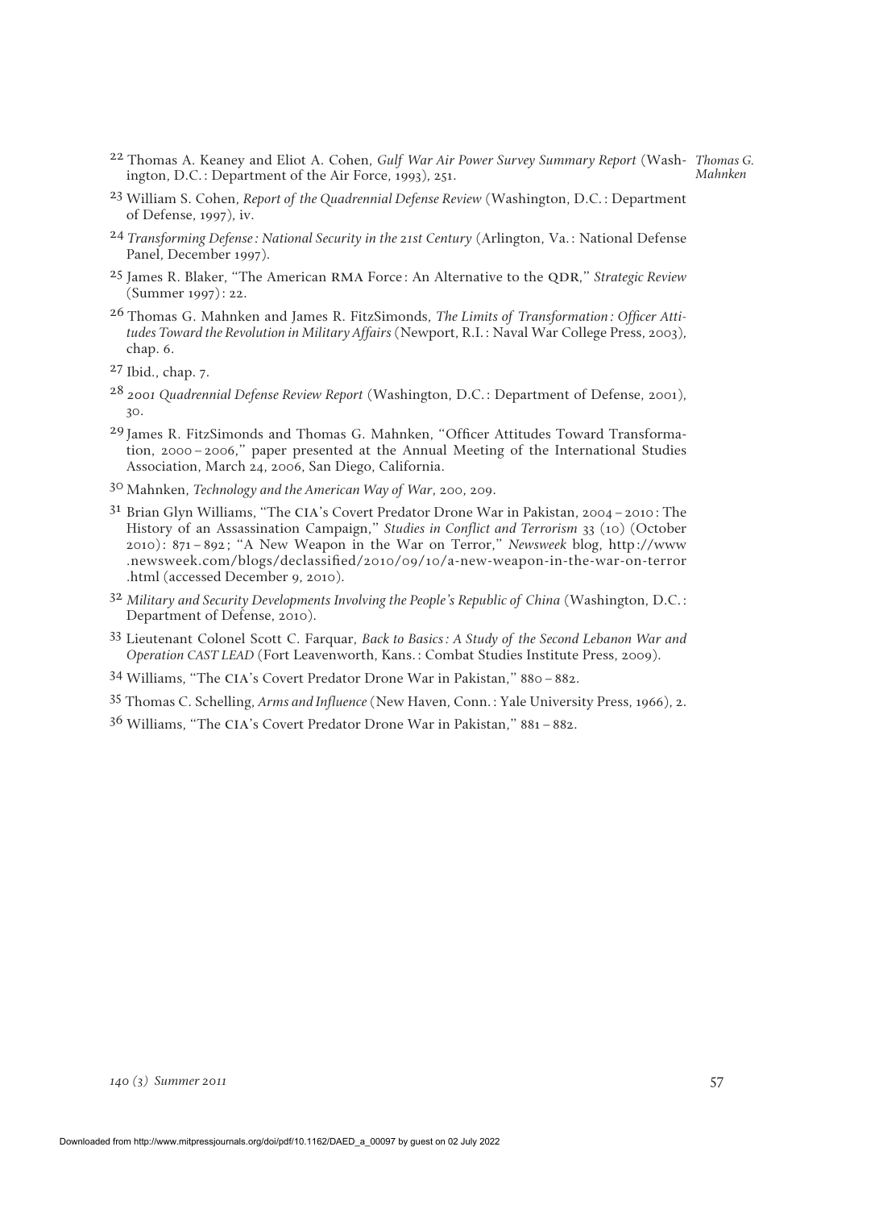22 Thomas A. Keaney and Eliot A. Cohen, *Gulf War Air Power Survey Summary Report* (Washington, D.C.: Department of the Air Force, 1993), 251.

23 William S. Cohen, *Report of the Quadrennial Defense Review* (Washington, D.C.: Department of Defense, 1997), iv.

24 *Transforming Defense: National Security in the 21st Century* (Arlington, Va.: National Defense Panel, December 1997).

25 James R. Blaker, "The American RMA Force: An Alternative to the QDR," *Strategic Review* (Summer 1997): 22.

26 Thomas G. Mahnken and James R. FitzSimonds, *The Limits of Transformation: Officer Attitudes Toward the Revolution in Military Affairs* (Newport, R.I.: Naval War College Press, 2003), chap. 6.

27 Ibid., chap. 7.

28 *2001 Quadrennial Defense Review Report* (Washington, D.C.: Department of Defense, 2001), 30.

29 James R. FitzSimonds and Thomas G. Mahnken, "Officer Attitudes Toward Transformation, 2000–2006," paper presented at the Annual Meeting of the International Studies Association, March 24, 2006, San Diego, California.

30 Mahnken, *Technology and the American Way of War*, 200, 209.

31 Brian Glyn Williams, "The CIA's Covert Predator Drone War in Pakistan, 2004–2010: The History of an Assassination Campaign," *Studies in Conflict and Terrorism* 33 (10) (October 2010): 871–892; "A New Weapon in the War on Terror," *Newsweek* blog, http://www.newsweek.com/blogs/declassified/2010/09/10/a-new-weapon-in-the-war-on-terror.html (accessed December 9, 2010).

32 *Military and Security Developments Involving the People's Republic of China* (Washington, D.C.: Department of Defense, 2010).

33 Lieutenant Colonel Scott C. Farquar, *Back to Basics: A Study of the Second Lebanon War and Operation CAST LEAD* (Fort Leavenworth, Kans.: Combat Studies Institute Press, 2009).

34 Williams, "The CIA's Covert Predator Drone War in Pakistan," 880–882.

35 Thomas C. Schelling, *Arms and Influence* (New Haven, Conn.: Yale University Press, 1966), 2.

36 Williams, "The CIA's Covert Predator Drone War in Pakistan," 881–882.